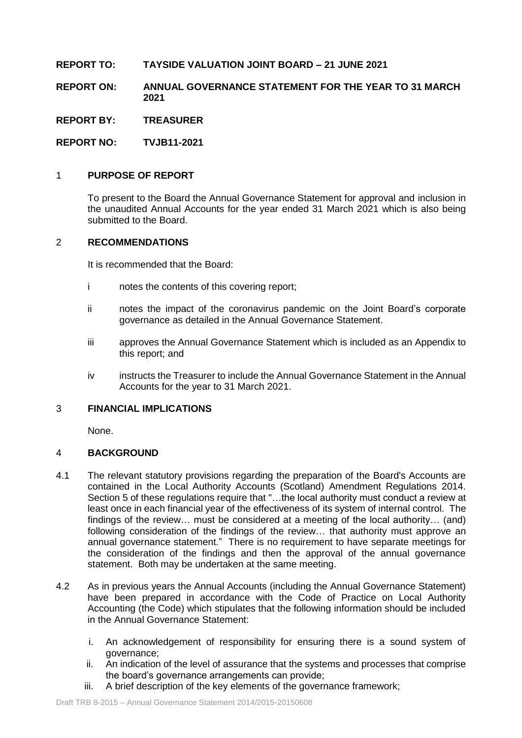**REPORT TO: TAYSIDE VALUATION JOINT BOARD – 21 JUNE 2021**

**REPORT ON: ANNUAL GOVERNANCE STATEMENT FOR THE YEAR TO 31 MARCH 2021**

**REPORT BY: TREASURER**

**REPORT NO: TVJB11-2021**

## 1 PURPOSE OF REPORT

To present to the Board the Annual Governance Statement for approval and inclusion in the unaudited Annual Accounts for the year ended 31 March 2021 which is also being submitted to the Board.

## 2 RECOMMENDATIONS

It is recommended that the Board:

i notes the contents of this covering report;

ii notes the impact of the coronavirus pandemic on the Joint Board's corporate governance as detailed in the Annual Governance Statement.

iii approves the Annual Governance Statement which is included as an Appendix to this report; and

iv instructs the Treasurer to include the Annual Governance Statement in the Annual Accounts for the year to 31 March 2021.

## 3 FINANCIAL IMPLICATIONS

None.

## 4 BACKGROUND

4.1 The relevant statutory provisions regarding the preparation of the Board's Accounts are contained in the Local Authority Accounts (Scotland) Amendment Regulations 2014. Section 5 of these regulations require that "…the local authority must conduct a review at least once in each financial year of the effectiveness of its system of internal control. The findings of the review… must be considered at a meeting of the local authority… (and) following consideration of the findings of the review… that authority must approve an annual governance statement." There is no requirement to have separate meetings for the consideration of the findings and then the approval of the annual governance statement. Both may be undertaken at the same meeting.

4.2 As in previous years the Annual Accounts (including the Annual Governance Statement) have been prepared in accordance with the Code of Practice on Local Authority Accounting (the Code) which stipulates that the following information should be included in the Annual Governance Statement:

i. An acknowledgement of responsibility for ensuring there is a sound system of governance;
ii. An indication of the level of assurance that the systems and processes that comprise the board's governance arrangements can provide;
iii. A brief description of the key elements of the governance framework;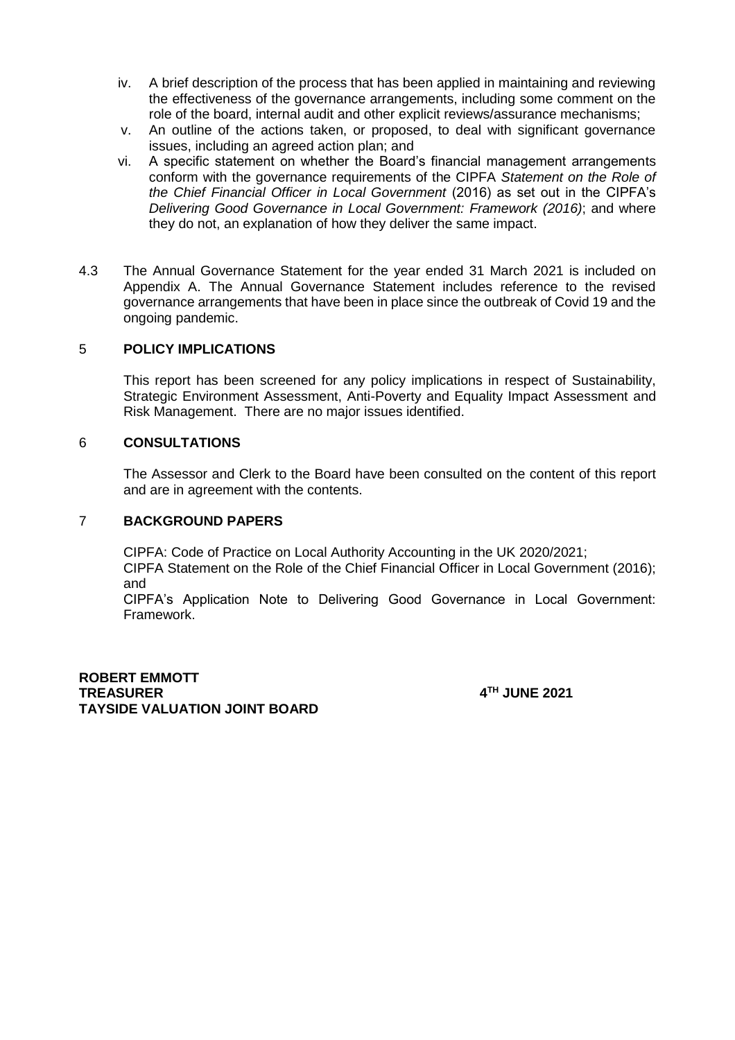iv. A brief description of the process that has been applied in maintaining and reviewing the effectiveness of the governance arrangements, including some comment on the role of the board, internal audit and other explicit reviews/assurance mechanisms;

v. An outline of the actions taken, or proposed, to deal with significant governance issues, including an agreed action plan; and

vi. A specific statement on whether the Board's financial management arrangements conform with the governance requirements of the CIPFA *Statement on the Role of the Chief Financial Officer in Local Government* (2016) as set out in the CIPFA's *Delivering Good Governance in Local Government: Framework (2016)*; and where they do not, an explanation of how they deliver the same impact.

4.3 The Annual Governance Statement for the year ended 31 March 2021 is included on Appendix A. The Annual Governance Statement includes reference to the revised governance arrangements that have been in place since the outbreak of Covid 19 and the ongoing pandemic.

## 5 POLICY IMPLICATIONS

This report has been screened for any policy implications in respect of Sustainability, Strategic Environment Assessment, Anti-Poverty and Equality Impact Assessment and Risk Management. There are no major issues identified.

## 6 CONSULTATIONS

The Assessor and Clerk to the Board have been consulted on the content of this report and are in agreement with the contents.

## 7 BACKGROUND PAPERS

CIPFA: Code of Practice on Local Authority Accounting in the UK 2020/2021;
CIPFA Statement on the Role of the Chief Financial Officer in Local Government (2016); and
CIPFA's Application Note to Delivering Good Governance in Local Government: Framework.

**ROBERT EMMOTT**
**TREASURER**
**TAYSIDE VALUATION JOINT BOARD**

**4TH JUNE 2021**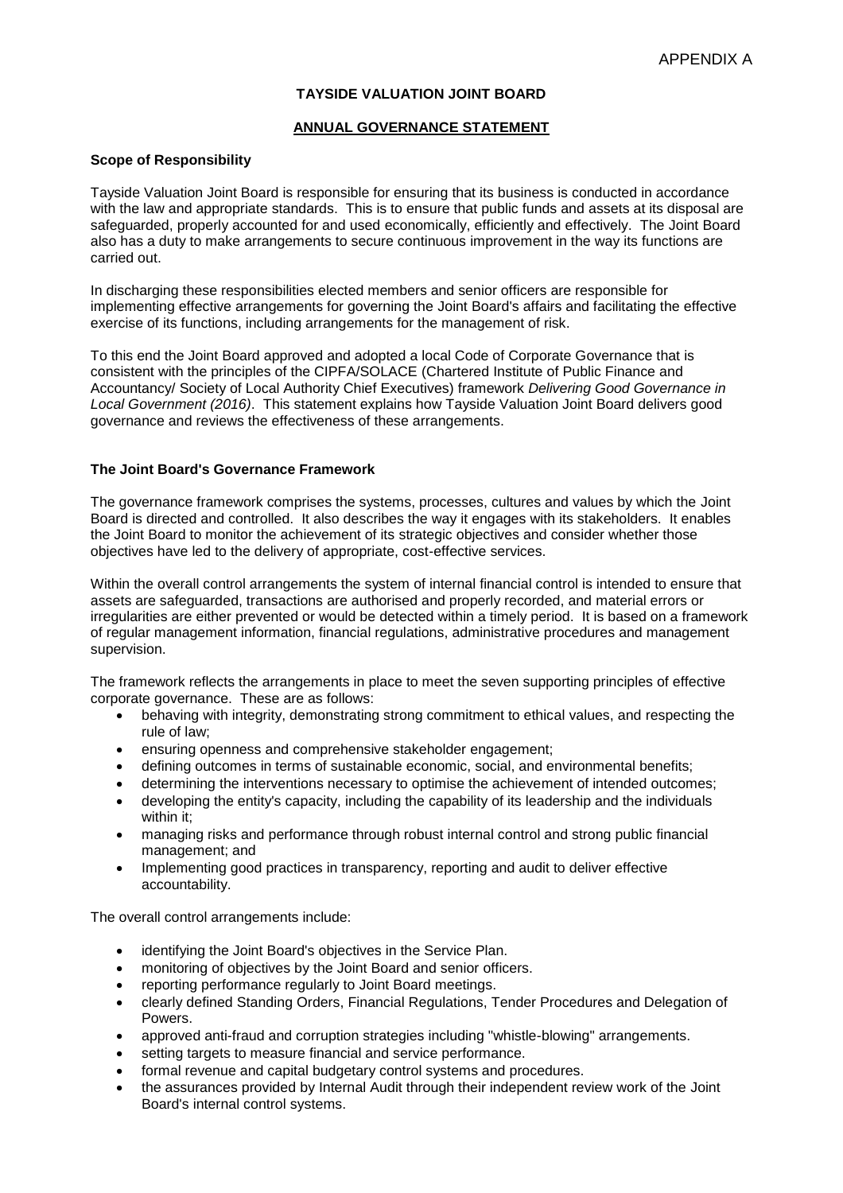APPENDIX A

**TAYSIDE VALUATION JOINT BOARD**

**ANNUAL GOVERNANCE STATEMENT**

**Scope of Responsibility**

Tayside Valuation Joint Board is responsible for ensuring that its business is conducted in accordance with the law and appropriate standards. This is to ensure that public funds and assets at its disposal are safeguarded, properly accounted for and used economically, efficiently and effectively. The Joint Board also has a duty to make arrangements to secure continuous improvement in the way its functions are carried out.

In discharging these responsibilities elected members and senior officers are responsible for implementing effective arrangements for governing the Joint Board's affairs and facilitating the effective exercise of its functions, including arrangements for the management of risk.

To this end the Joint Board approved and adopted a local Code of Corporate Governance that is consistent with the principles of the CIPFA/SOLACE (Chartered Institute of Public Finance and Accountancy/ Society of Local Authority Chief Executives) framework *Delivering Good Governance in Local Government (2016)*. This statement explains how Tayside Valuation Joint Board delivers good governance and reviews the effectiveness of these arrangements.

**The Joint Board's Governance Framework**

The governance framework comprises the systems, processes, cultures and values by which the Joint Board is directed and controlled. It also describes the way it engages with its stakeholders. It enables the Joint Board to monitor the achievement of its strategic objectives and consider whether those objectives have led to the delivery of appropriate, cost-effective services.

Within the overall control arrangements the system of internal financial control is intended to ensure that assets are safeguarded, transactions are authorised and properly recorded, and material errors or irregularities are either prevented or would be detected within a timely period. It is based on a framework of regular management information, financial regulations, administrative procedures and management supervision.

The framework reflects the arrangements in place to meet the seven supporting principles of effective corporate governance. These are as follows:

- behaving with integrity, demonstrating strong commitment to ethical values, and respecting the rule of law;
- ensuring openness and comprehensive stakeholder engagement;
- defining outcomes in terms of sustainable economic, social, and environmental benefits;
- determining the interventions necessary to optimise the achievement of intended outcomes;
- developing the entity's capacity, including the capability of its leadership and the individuals within it;
- managing risks and performance through robust internal control and strong public financial management; and
- Implementing good practices in transparency, reporting and audit to deliver effective accountability.

The overall control arrangements include:

- identifying the Joint Board's objectives in the Service Plan.
- monitoring of objectives by the Joint Board and senior officers.
- reporting performance regularly to Joint Board meetings.
- clearly defined Standing Orders, Financial Regulations, Tender Procedures and Delegation of Powers.
- approved anti-fraud and corruption strategies including "whistle-blowing" arrangements.
- setting targets to measure financial and service performance.
- formal revenue and capital budgetary control systems and procedures.
- the assurances provided by Internal Audit through their independent review work of the Joint Board's internal control systems.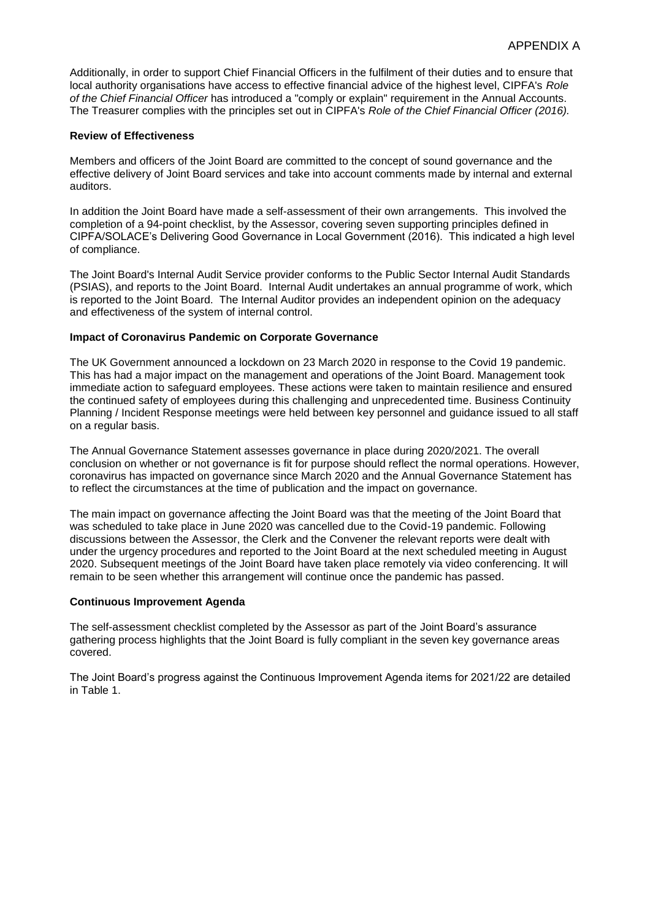Additionally, in order to support Chief Financial Officers in the fulfilment of their duties and to ensure that local authority organisations have access to effective financial advice of the highest level, CIPFA's *Role of the Chief Financial Officer* has introduced a "comply or explain" requirement in the Annual Accounts. The Treasurer complies with the principles set out in CIPFA's *Role of the Chief Financial Officer (2016).*

**Review of Effectiveness**

Members and officers of the Joint Board are committed to the concept of sound governance and the effective delivery of Joint Board services and take into account comments made by internal and external auditors.

In addition the Joint Board have made a self-assessment of their own arrangements. This involved the completion of a 94-point checklist, by the Assessor, covering seven supporting principles defined in CIPFA/SOLACE's Delivering Good Governance in Local Government (2016). This indicated a high level of compliance.

The Joint Board's Internal Audit Service provider conforms to the Public Sector Internal Audit Standards (PSIAS), and reports to the Joint Board. Internal Audit undertakes an annual programme of work, which is reported to the Joint Board. The Internal Auditor provides an independent opinion on the adequacy and effectiveness of the system of internal control.

**Impact of Coronavirus Pandemic on Corporate Governance**

The UK Government announced a lockdown on 23 March 2020 in response to the Covid 19 pandemic. This has had a major impact on the management and operations of the Joint Board. Management took immediate action to safeguard employees. These actions were taken to maintain resilience and ensured the continued safety of employees during this challenging and unprecedented time. Business Continuity Planning / Incident Response meetings were held between key personnel and guidance issued to all staff on a regular basis.

The Annual Governance Statement assesses governance in place during 2020/2021. The overall conclusion on whether or not governance is fit for purpose should reflect the normal operations. However, coronavirus has impacted on governance since March 2020 and the Annual Governance Statement has to reflect the circumstances at the time of publication and the impact on governance.

The main impact on governance affecting the Joint Board was that the meeting of the Joint Board that was scheduled to take place in June 2020 was cancelled due to the Covid-19 pandemic. Following discussions between the Assessor, the Clerk and the Convener the relevant reports were dealt with under the urgency procedures and reported to the Joint Board at the next scheduled meeting in August 2020. Subsequent meetings of the Joint Board have taken place remotely via video conferencing. It will remain to be seen whether this arrangement will continue once the pandemic has passed.

**Continuous Improvement Agenda**

The self-assessment checklist completed by the Assessor as part of the Joint Board's assurance gathering process highlights that the Joint Board is fully compliant in the seven key governance areas covered.

The Joint Board's progress against the Continuous Improvement Agenda items for 2021/22 are detailed in Table 1.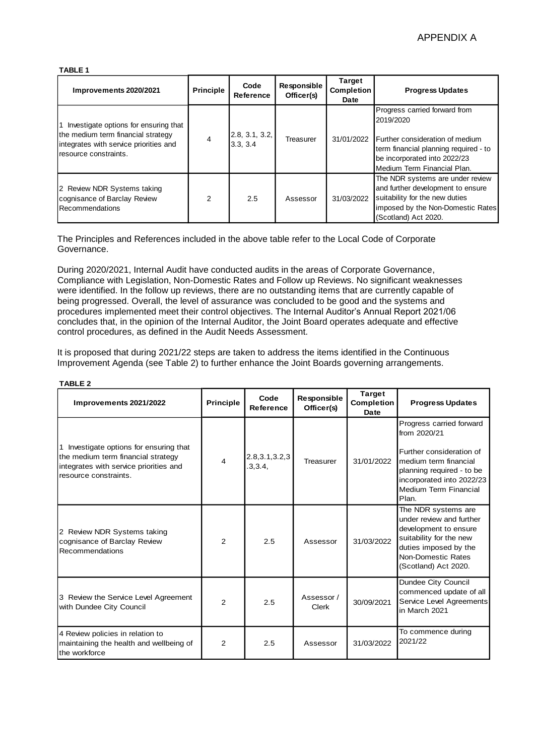APPENDIX A

**TABLE 1**

| Improvements 2020/2021 | Principle | Code Reference | Responsible Officer(s) | Target Completion Date | Progress Updates |
|---|---|---|---|---|---|
| 1 Investigate options for ensuring that the medium term financial strategy integrates with service priorities and resource constraints. | 4 | 2.8, 3.1, 3.2, 3.3, 3.4 | Treasurer | 31/01/2022 | Progress carried forward from 2019/2020<br><br>Further consideration of medium term financial planning required - to be incorporated into 2022/23 Medium Term Financial Plan. |
| 2 Review NDR Systems taking cognisance of Barclay Review Recommendations | 2 | 2.5 | Assessor | 31/03/2022 | The NDR systems are under review and further development to ensure suitability for the new duties imposed by the Non-Domestic Rates (Scotland) Act 2020. |

The Principles and References included in the above table refer to the Local Code of Corporate Governance.

During 2020/2021, Internal Audit have conducted audits in the areas of Corporate Governance, Compliance with Legislation, Non-Domestic Rates and Follow up Reviews. No significant weaknesses were identified. In the follow up reviews, there are no outstanding items that are currently capable of being progressed. Overall, the level of assurance was concluded to be good and the systems and procedures implemented meet their control objectives. The Internal Auditor's Annual Report 2021/06 concludes that, in the opinion of the Internal Auditor, the Joint Board operates adequate and effective control procedures, as defined in the Audit Needs Assessment.

It is proposed that during 2021/22 steps are taken to address the items identified in the Continuous Improvement Agenda (see Table 2) to further enhance the Joint Boards governing arrangements.

**TABLE 2**

| Improvements 2021/2022 | Principle | Code Reference | Responsible Officer(s) | Target Completion Date | Progress Updates |
|---|---|---|---|---|---|
| 1 Investigate options for ensuring that the medium term financial strategy integrates with service priorities and resource constraints. | 4 | 2.8,3.1,3.2,3.3,3.4, | Treasurer | 31/01/2022 | Progress carried forward from 2020/21<br><br>Further consideration of medium term financial planning required - to be incorporated into 2022/23 Medium Term Financial Plan. |
| 2 Review NDR Systems taking cognisance of Barclay Review Recommendations | 2 | 2.5 | Assessor | 31/03/2022 | The NDR systems are under review and further development to ensure suitability for the new duties imposed by the Non-Domestic Rates (Scotland) Act 2020. |
| 3 Review the Service Level Agreement with Dundee City Council | 2 | 2.5 | Assessor / Clerk | 30/09/2021 | Dundee City Council commenced update of all Service Level Agreements in March 2021 |
| 4 Review policies in relation to maintaining the health and wellbeing of the workforce | 2 | 2.5 | Assessor | 31/03/2022 | To commence during 2021/22 |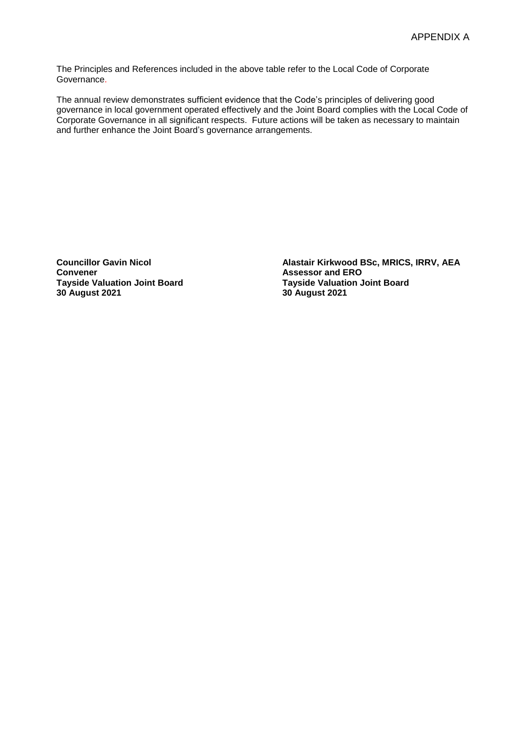APPENDIX A

The Principles and References included in the above table refer to the Local Code of Corporate Governance.

The annual review demonstrates sufficient evidence that the Code's principles of delivering good governance in local government operated effectively and the Joint Board complies with the Local Code of Corporate Governance in all significant respects. Future actions will be taken as necessary to maintain and further enhance the Joint Board's governance arrangements.

**Councillor Gavin Nicol**
**Convener**
**Tayside Valuation Joint Board**
**30 August 2021**

**Alastair Kirkwood BSc, MRICS, IRRV, AEA**
**Assessor and ERO**
**Tayside Valuation Joint Board**
**30 August 2021**